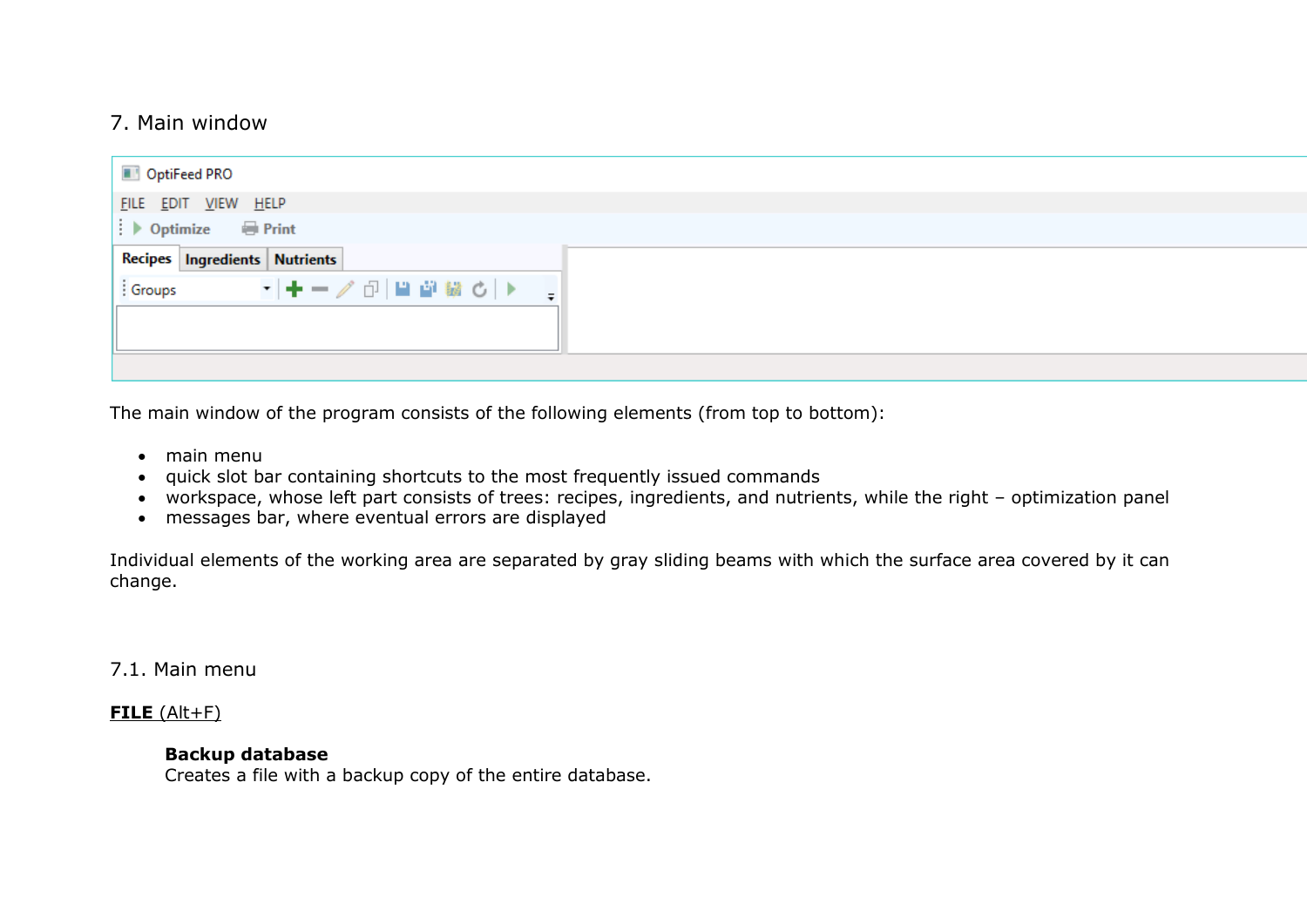## 7. Main window

The main window of the program consists of the following elements (from top to bottom):

- main menu
- quick slot bar containing shortcuts to the most frequently issued commands
- workspace, whose left part consists of trees: recipes, ingredients, and nutrients, while the right – optimization panel
- messages bar, where eventual errors are displayed

Individual elements of the working area are separated by gray sliding beams with which the surface area covered by it can change.

### 7.1. Main menu

**FILE** (Alt+F)

> **Backup database**
> Creates a file with a backup copy of the entire database.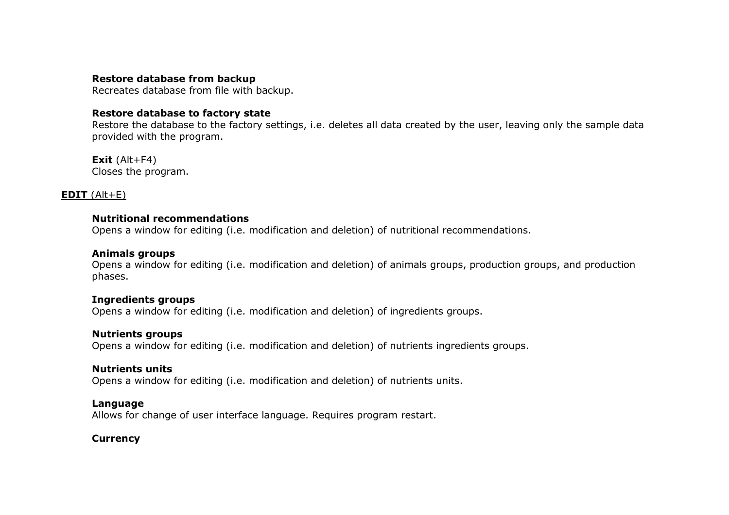**Restore database from backup**
Recreates database from file with backup.

**Restore database to factory state**
Restore the database to the factory settings, i.e. deletes all data created by the user, leaving only the sample data provided with the program.

**Exit** (Alt+F4)
Closes the program.

**EDIT** (Alt+E)

**Nutritional recommendations**
Opens a window for editing (i.e. modification and deletion) of nutritional recommendations.

**Animals groups**
Opens a window for editing (i.e. modification and deletion) of animals groups, production groups, and production phases.

**Ingredients groups**
Opens a window for editing (i.e. modification and deletion) of ingredients groups.

**Nutrients groups**
Opens a window for editing (i.e. modification and deletion) of nutrients ingredients groups.

**Nutrients units**
Opens a window for editing (i.e. modification and deletion) of nutrients units.

**Language**
Allows for change of user interface language. Requires program restart.

**Currency**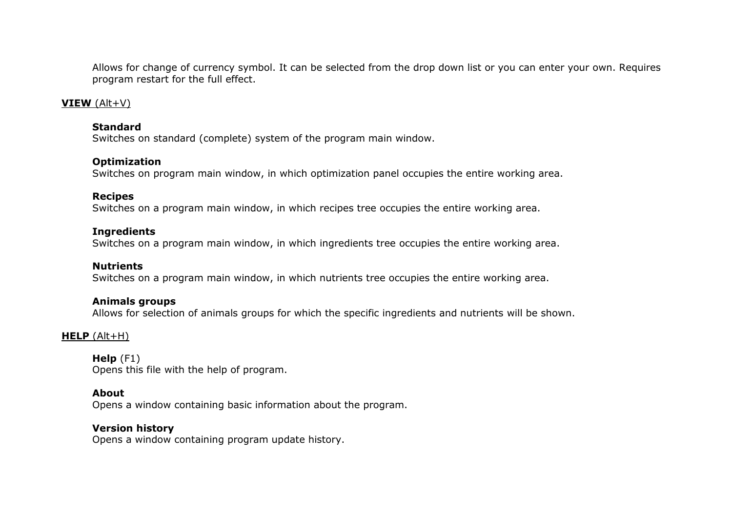Allows for change of currency symbol. It can be selected from the drop down list or you can enter your own. Requires program restart for the full effect.

**VIEW** (Alt+V)

**Standard**
Switches on standard (complete) system of the program main window.

**Optimization**
Switches on program main window, in which optimization panel occupies the entire working area.

**Recipes**
Switches on a program main window, in which recipes tree occupies the entire working area.

**Ingredients**
Switches on a program main window, in which ingredients tree occupies the entire working area.

**Nutrients**
Switches on a program main window, in which nutrients tree occupies the entire working area.

**Animals groups**
Allows for selection of animals groups for which the specific ingredients and nutrients will be shown.

**HELP** (Alt+H)

**Help** (F1)
Opens this file with the help of program.

**About**
Opens a window containing basic information about the program.

**Version history**
Opens a window containing program update history.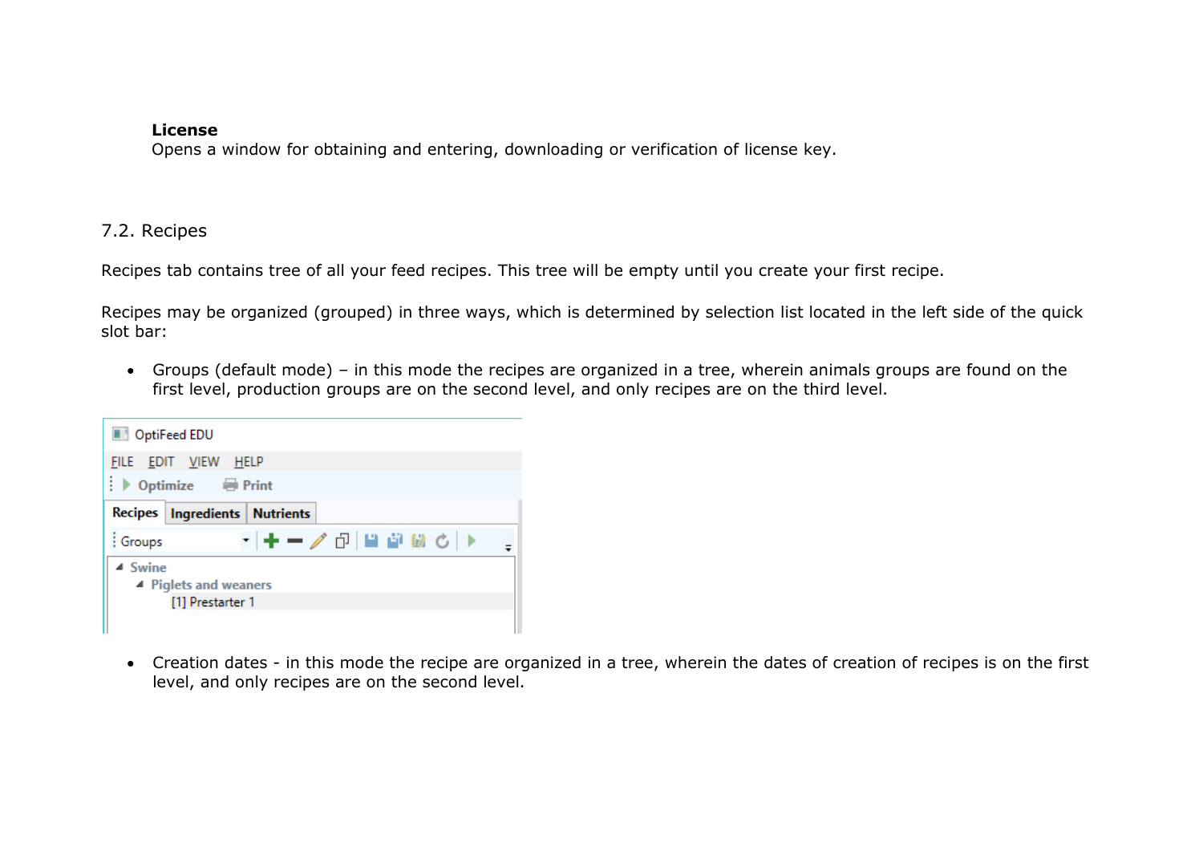**License**
Opens a window for obtaining and entering, downloading or verification of license key.

## 7.2. Recipes

Recipes tab contains tree of all your feed recipes. This tree will be empty until you create your first recipe.

Recipes may be organized (grouped) in three ways, which is determined by selection list located in the left side of the quick slot bar:

- Groups (default mode) – in this mode the recipes are organized in a tree, wherein animals groups are found on the first level, production groups are on the second level, and only recipes are on the third level.

- Creation dates - in this mode the recipe are organized in a tree, wherein the dates of creation of recipes is on the first level, and only recipes are on the second level.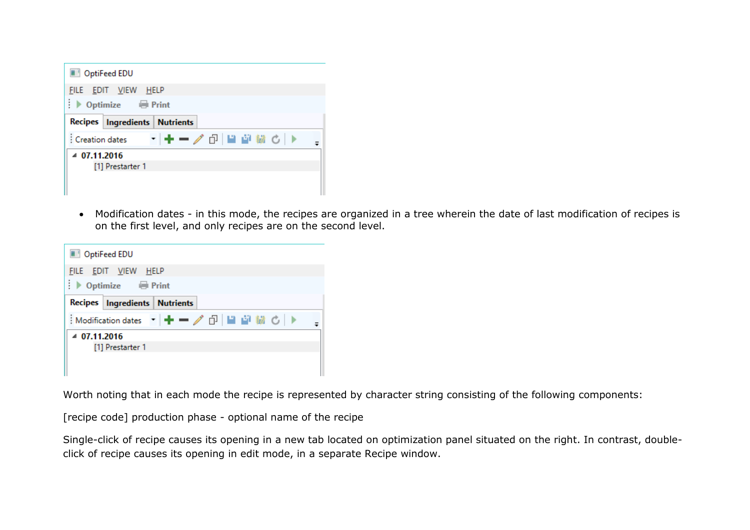- Modification dates - in this mode, the recipes are organized in a tree wherein the date of last modification of recipes is on the first level, and only recipes are on the second level.

Worth noting that in each mode the recipe is represented by character string consisting of the following components:

[recipe code] production phase - optional name of the recipe

Single-click of recipe causes its opening in a new tab located on optimization panel situated on the right. In contrast, double-click of recipe causes its opening in edit mode, in a separate Recipe window.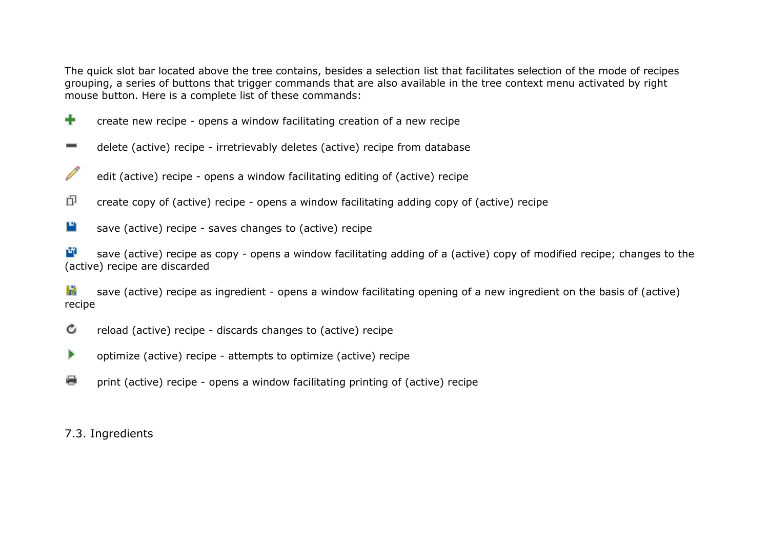The quick slot bar located above the tree contains, besides a selection list that facilitates selection of the mode of recipes grouping, a series of buttons that trigger commands that are also available in the tree context menu activated by right mouse button. Here is a complete list of these commands:

create new recipe - opens a window facilitating creation of a new recipe

delete (active) recipe - irretrievably deletes (active) recipe from database

edit (active) recipe - opens a window facilitating editing of (active) recipe

create copy of (active) recipe - opens a window facilitating adding copy of (active) recipe

save (active) recipe - saves changes to (active) recipe

save (active) recipe as copy - opens a window facilitating adding of a (active) copy of modified recipe; changes to the (active) recipe are discarded

save (active) recipe as ingredient - opens a window facilitating opening of a new ingredient on the basis of (active) recipe

reload (active) recipe - discards changes to (active) recipe

optimize (active) recipe - attempts to optimize (active) recipe

print (active) recipe - opens a window facilitating printing of (active) recipe

## 7.3. Ingredients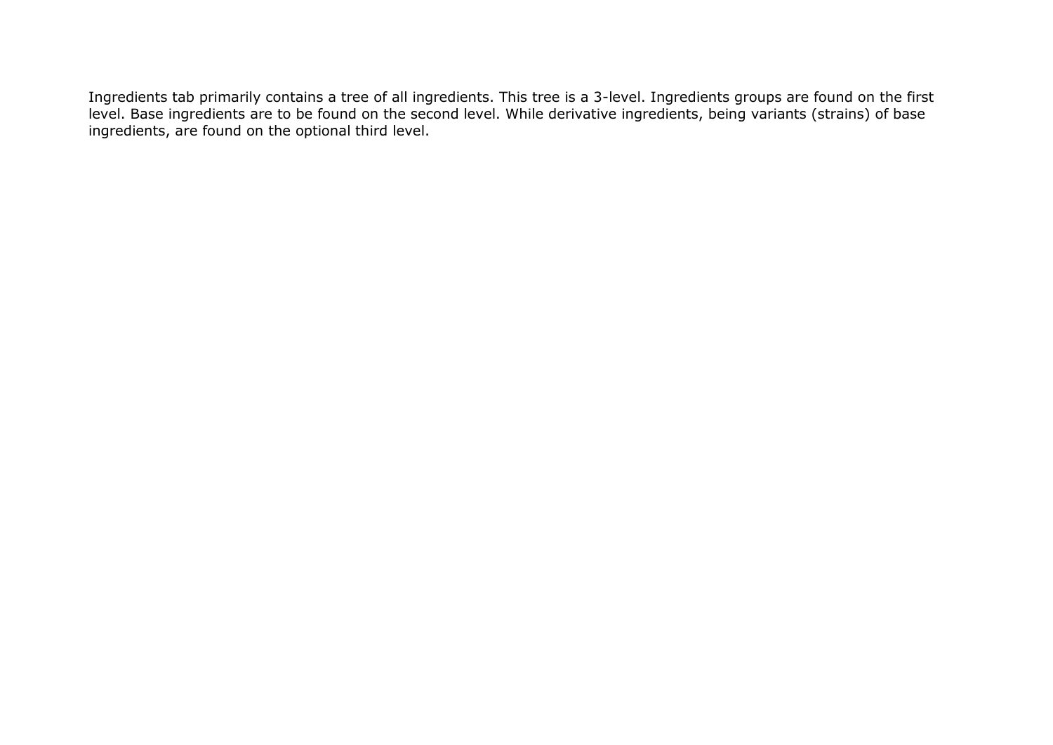Ingredients tab primarily contains a tree of all ingredients. This tree is a 3-level. Ingredients groups are found on the first level. Base ingredients are to be found on the second level. While derivative ingredients, being variants (strains) of base ingredients, are found on the optional third level.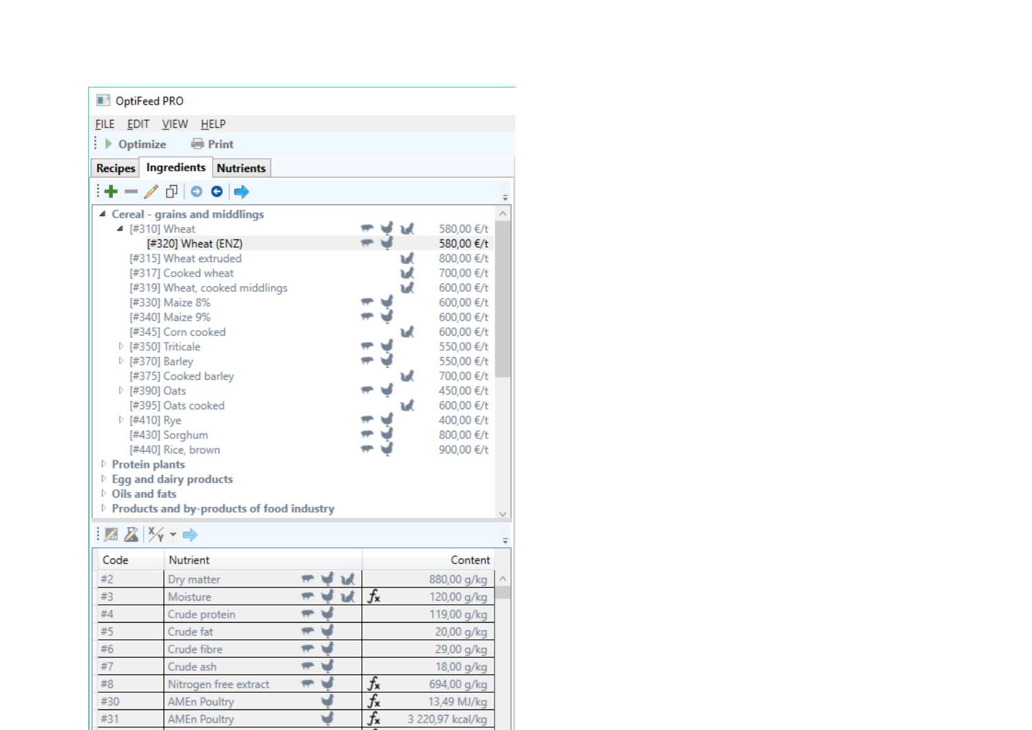OptiFeed PRO

FILE EDIT VIEW HELP

Optimize Print

Recipes | Ingredients | Nutrients

- Cereal - grains and middlings
  - [#310] Wheat — 580,00 €/t
    - [#320] Wheat (ENZ) — 580,00 €/t
  - [#315] Wheat extruded — 800,00 €/t
  - [#317] Cooked wheat — 700,00 €/t
  - [#319] Wheat, cooked middlings — 600,00 €/t
  - [#330] Maize 8% — 600,00 €/t
  - [#340] Maize 9% — 600,00 €/t
  - [#345] Corn cooked — 600,00 €/t
  - [#350] Triticale — 550,00 €/t
  - [#370] Barley — 550,00 €/t
  - [#375] Cooked barley — 700,00 €/t
  - [#390] Oats — 450,00 €/t
  - [#395] Oats cooked — 600,00 €/t
  - [#410] Rye — 400,00 €/t
  - [#430] Sorghum — 800,00 €/t
  - [#440] Rice, brown — 900,00 €/t
- Protein plants
- Egg and dairy products
- Oils and fats
- Products and by-products of food industry

| Code | Nutrient | | Content |
|---|---|---|---|
| #2 | Dry matter | | 880,00 g/kg |
| #3 | Moisture | fx | 120,00 g/kg |
| #4 | Crude protein | | 119,00 g/kg |
| #5 | Crude fat | | 20,00 g/kg |
| #6 | Crude fibre | | 29,00 g/kg |
| #7 | Crude ash | | 18,00 g/kg |
| #8 | Nitrogen free extract | fx | 694,00 g/kg |
| #30 | AMEn Poultry | fx | 13,49 MJ/kg |
| #31 | AMEn Poultry | fx | 3 220,97 kcal/kg |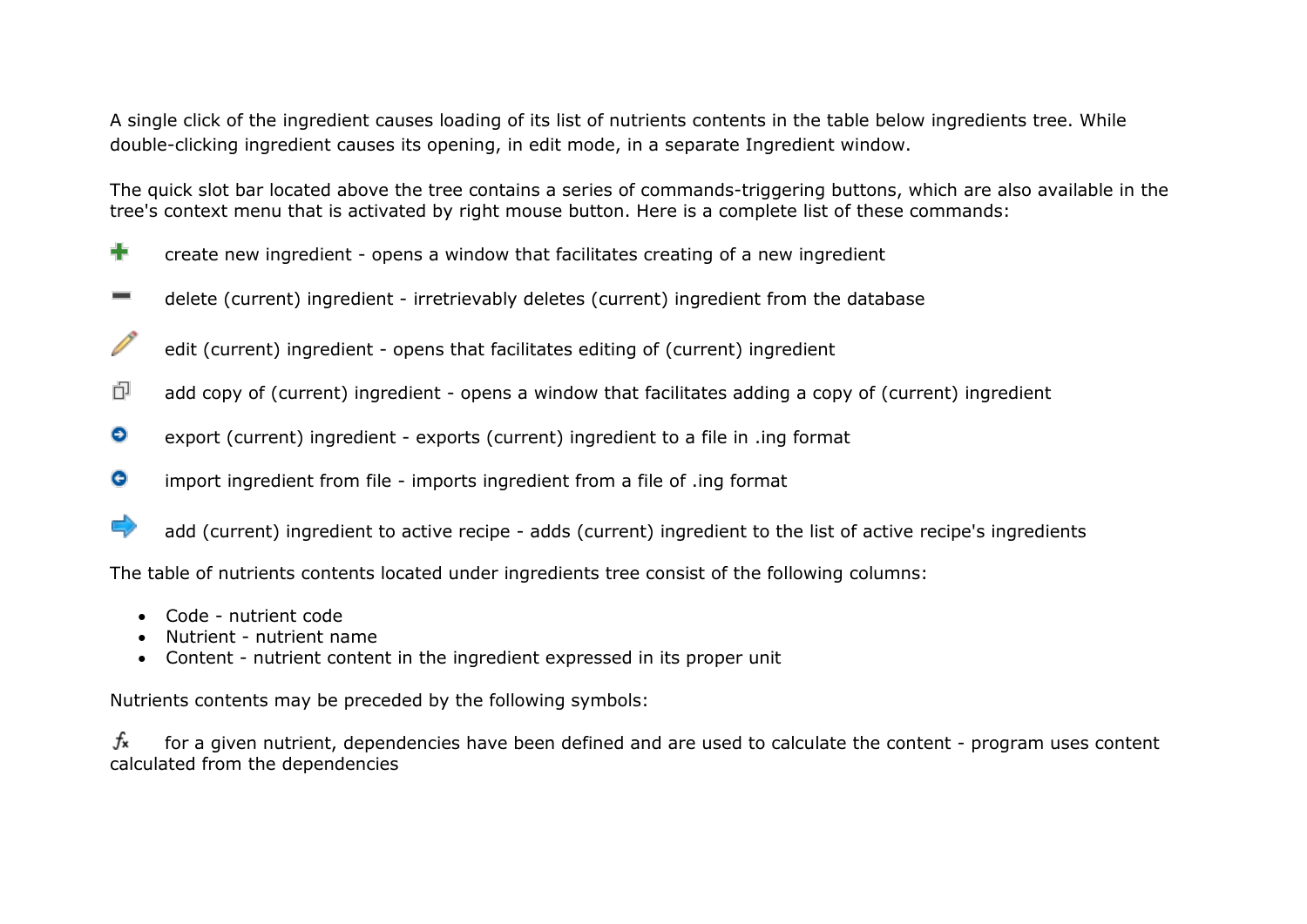A single click of the ingredient causes loading of its list of nutrients contents in the table below ingredients tree. While double-clicking ingredient causes its opening, in edit mode, in a separate Ingredient window.

The quick slot bar located above the tree contains a series of commands-triggering buttons, which are also available in the tree's context menu that is activated by right mouse button. Here is a complete list of these commands:

create new ingredient - opens a window that facilitates creating of a new ingredient

delete (current) ingredient - irretrievably deletes (current) ingredient from the database

edit (current) ingredient - opens that facilitates editing of (current) ingredient

add copy of (current) ingredient - opens a window that facilitates adding a copy of (current) ingredient

export (current) ingredient - exports (current) ingredient to a file in .ing format

import ingredient from file - imports ingredient from a file of .ing format

add (current) ingredient to active recipe - adds (current) ingredient to the list of active recipe's ingredients

The table of nutrients contents located under ingredients tree consist of the following columns:

- Code - nutrient code
- Nutrient - nutrient name
- Content - nutrient content in the ingredient expressed in its proper unit

Nutrients contents may be preceded by the following symbols:

for a given nutrient, dependencies have been defined and are used to calculate the content - program uses content calculated from the dependencies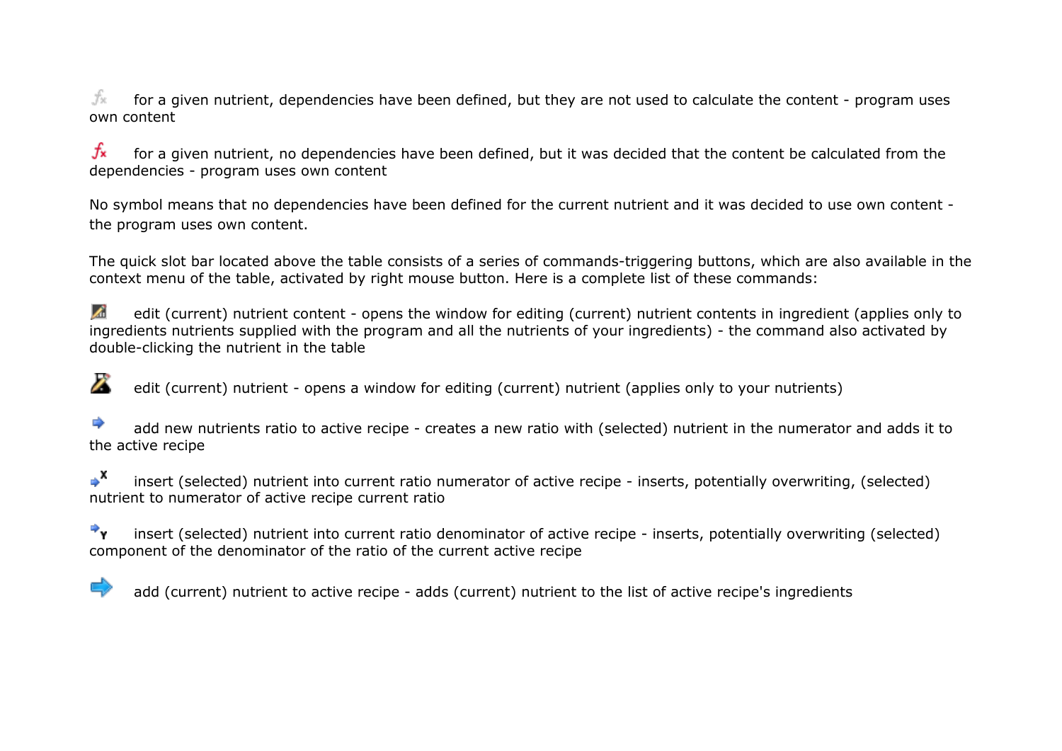for a given nutrient, dependencies have been defined, but they are not used to calculate the content - program uses own content

for a given nutrient, no dependencies have been defined, but it was decided that the content be calculated from the dependencies - program uses own content

No symbol means that no dependencies have been defined for the current nutrient and it was decided to use own content - the program uses own content.

The quick slot bar located above the table consists of a series of commands-triggering buttons, which are also available in the context menu of the table, activated by right mouse button. Here is a complete list of these commands:

edit (current) nutrient content - opens the window for editing (current) nutrient contents in ingredient (applies only to ingredients nutrients supplied with the program and all the nutrients of your ingredients) - the command also activated by double-clicking the nutrient in the table

edit (current) nutrient - opens a window for editing (current) nutrient (applies only to your nutrients)

add new nutrients ratio to active recipe - creates a new ratio with (selected) nutrient in the numerator and adds it to the active recipe

insert (selected) nutrient into current ratio numerator of active recipe - inserts, potentially overwriting, (selected) nutrient to numerator of active recipe current ratio

insert (selected) nutrient into current ratio denominator of active recipe - inserts, potentially overwriting (selected) component of the denominator of the ratio of the current active recipe

add (current) nutrient to active recipe - adds (current) nutrient to the list of active recipe's ingredients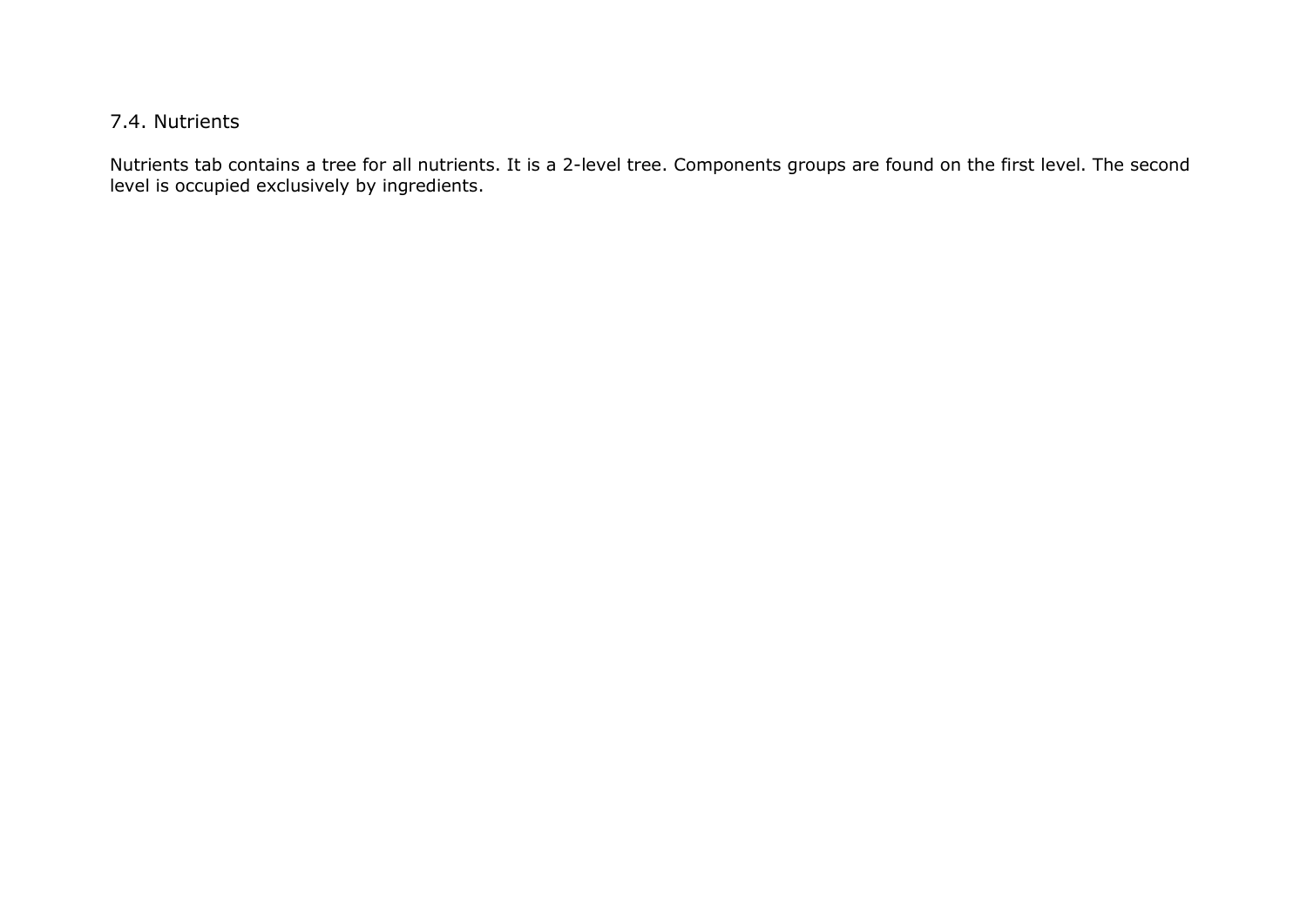## 7.4. Nutrients

Nutrients tab contains a tree for all nutrients. It is a 2-level tree. Components groups are found on the first level. The second level is occupied exclusively by ingredients.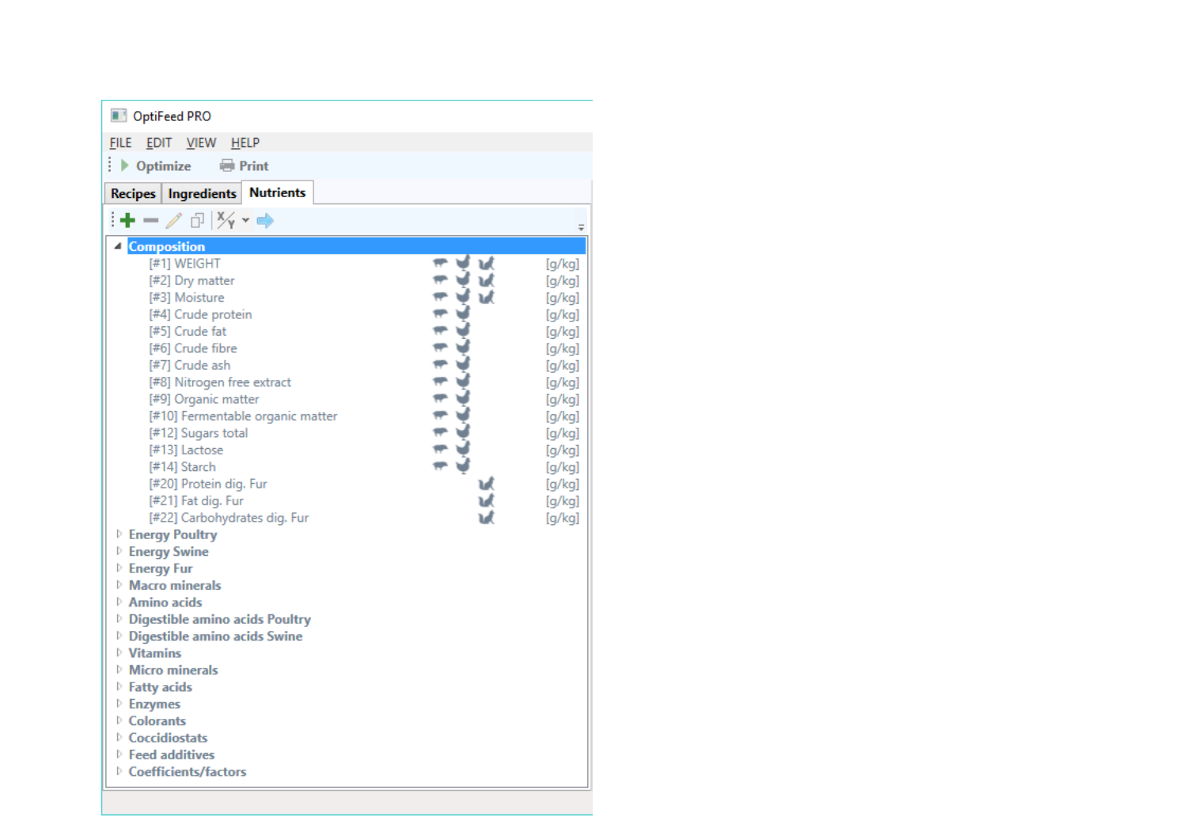OptiFeed PRO

FILE EDIT VIEW HELP

Optimize Print

Recipes | Ingredients | Nutrients

- **Composition**
  - [#1] WEIGHT [g/kg]
  - [#2] Dry matter [g/kg]
  - [#3] Moisture [g/kg]
  - [#4] Crude protein [g/kg]
  - [#5] Crude fat [g/kg]
  - [#6] Crude fibre [g/kg]
  - [#7] Crude ash [g/kg]
  - [#8] Nitrogen free extract [g/kg]
  - [#9] Organic matter [g/kg]
  - [#10] Fermentable organic matter [g/kg]
  - [#12] Sugars total [g/kg]
  - [#13] Lactose [g/kg]
  - [#14] Starch [g/kg]
  - [#20] Protein dig. Fur [g/kg]
  - [#21] Fat dig. Fur [g/kg]
  - [#22] Carbohydrates dig. Fur [g/kg]
- **Energy Poultry**
- **Energy Swine**
- **Energy Fur**
- **Macro minerals**
- **Amino acids**
- **Digestible amino acids Poultry**
- **Digestible amino acids Swine**
- **Vitamins**
- **Micro minerals**
- **Fatty acids**
- **Enzymes**
- **Colorants**
- **Coccidiostats**
- **Feed additives**
- **Coefficients/factors**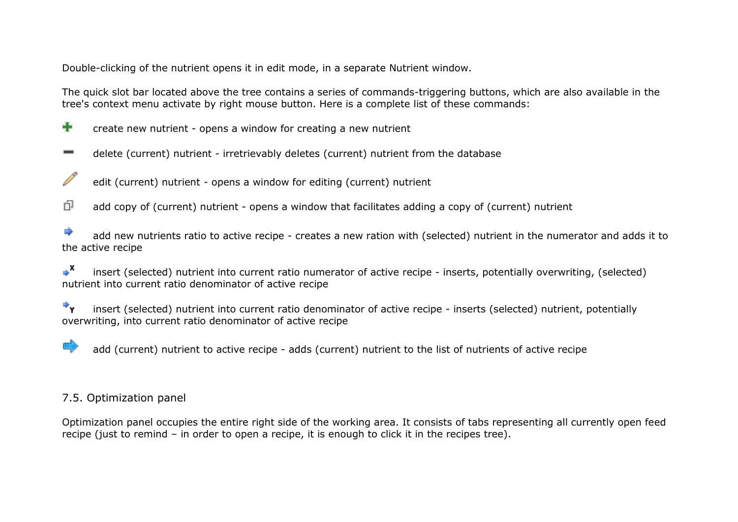Double-clicking of the nutrient opens it in edit mode, in a separate Nutrient window.

The quick slot bar located above the tree contains a series of commands-triggering buttons, which are also available in the tree's context menu activate by right mouse button. Here is a complete list of these commands:

create new nutrient - opens a window for creating a new nutrient

delete (current) nutrient - irretrievably deletes (current) nutrient from the database

edit (current) nutrient - opens a window for editing (current) nutrient

add copy of (current) nutrient - opens a window that facilitates adding a copy of (current) nutrient

add new nutrients ratio to active recipe - creates a new ration with (selected) nutrient in the numerator and adds it to the active recipe

insert (selected) nutrient into current ratio numerator of active recipe - inserts, potentially overwriting, (selected) nutrient into current ratio denominator of active recipe

insert (selected) nutrient into current ratio denominator of active recipe - inserts (selected) nutrient, potentially overwriting, into current ratio denominator of active recipe

add (current) nutrient to active recipe - adds (current) nutrient to the list of nutrients of active recipe

## 7.5. Optimization panel

Optimization panel occupies the entire right side of the working area. It consists of tabs representing all currently open feed recipe (just to remind – in order to open a recipe, it is enough to click it in the recipes tree).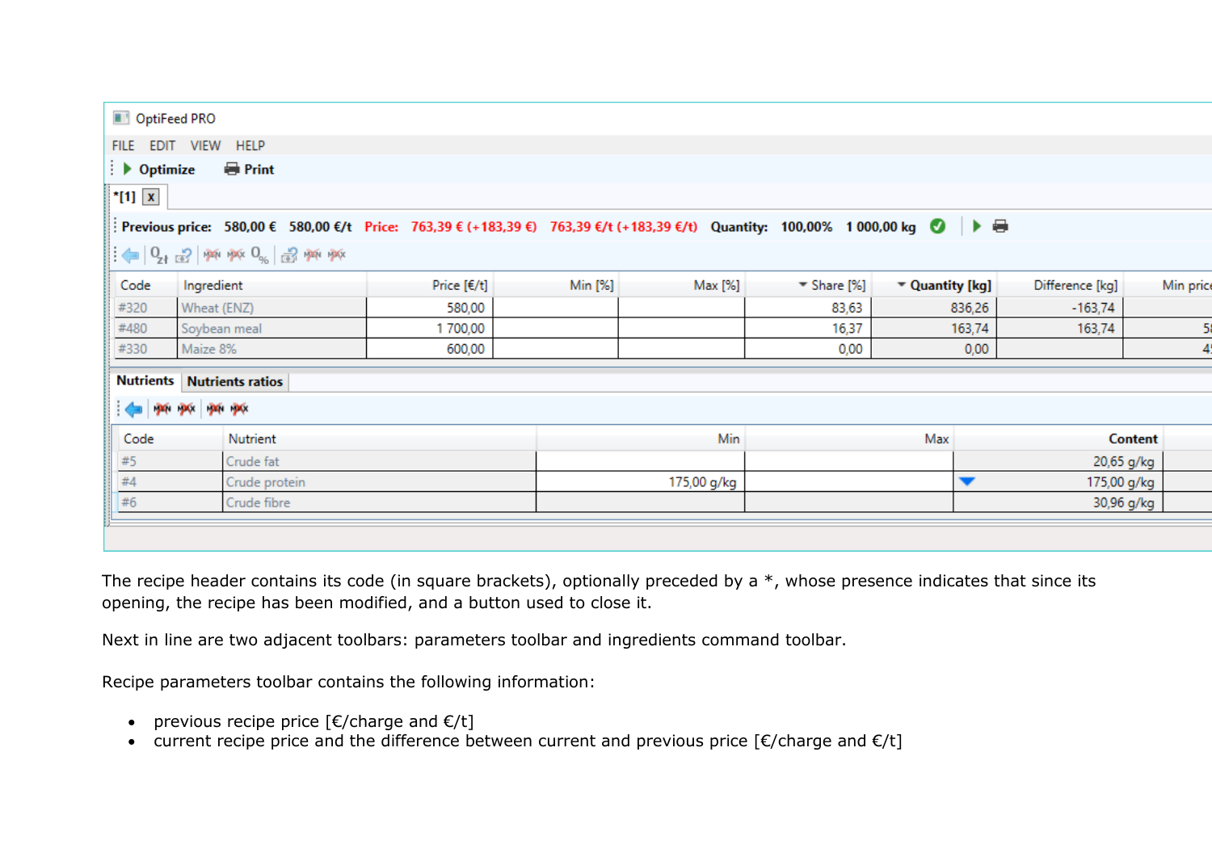The recipe header contains its code (in square brackets), optionally preceded by a *, whose presence indicates that since its opening, the recipe has been modified, and a button used to close it.

Next in line are two adjacent toolbars: parameters toolbar and ingredients command toolbar.

Recipe parameters toolbar contains the following information:

- previous recipe price [€/charge and €/t]
- current recipe price and the difference between current and previous price [€/charge and €/t]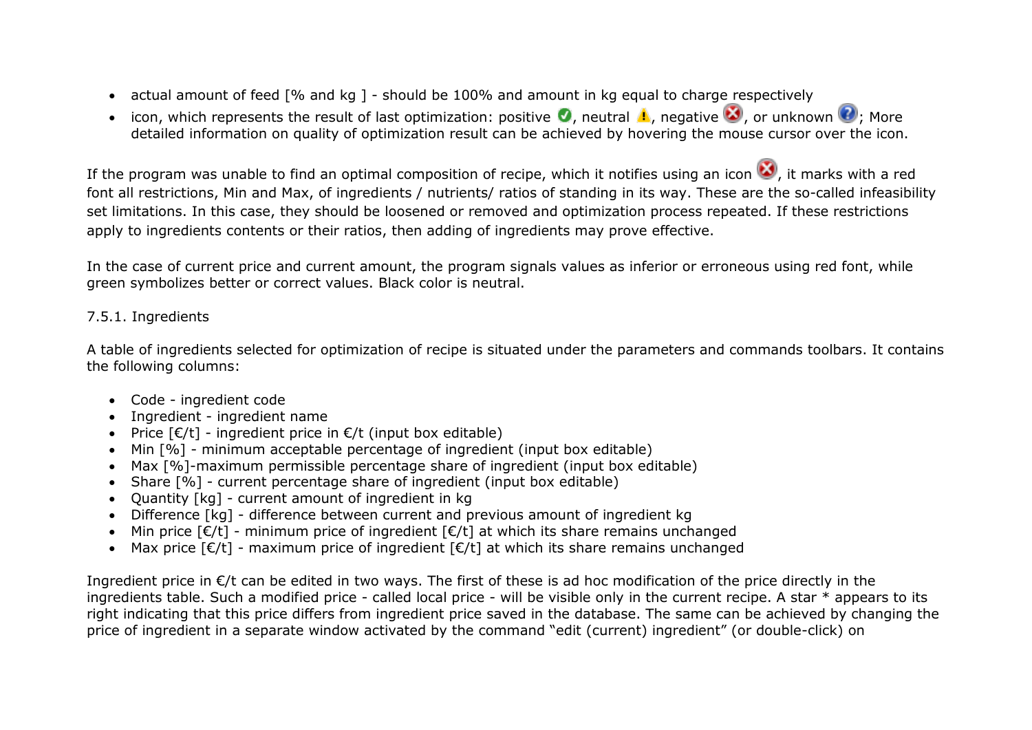- actual amount of feed [% and kg ] - should be 100% and amount in kg equal to charge respectively
- icon, which represents the result of last optimization: positive, neutral, negative, or unknown; More detailed information on quality of optimization result can be achieved by hovering the mouse cursor over the icon.

If the program was unable to find an optimal composition of recipe, which it notifies using an icon, it marks with a red font all restrictions, Min and Max, of ingredients / nutrients/ ratios of standing in its way. These are the so-called infeasibility set limitations. In this case, they should be loosened or removed and optimization process repeated. If these restrictions apply to ingredients contents or their ratios, then adding of ingredients may prove effective.

In the case of current price and current amount, the program signals values as inferior or erroneous using red font, while green symbolizes better or correct values. Black color is neutral.

7.5.1. Ingredients

A table of ingredients selected for optimization of recipe is situated under the parameters and commands toolbars. It contains the following columns:

- Code - ingredient code
- Ingredient - ingredient name
- Price [€/t] - ingredient price in €/t (input box editable)
- Min [%] - minimum acceptable percentage of ingredient (input box editable)
- Max [%]-maximum permissible percentage share of ingredient (input box editable)
- Share [%] - current percentage share of ingredient (input box editable)
- Quantity [kg] - current amount of ingredient in kg
- Difference [kg] - difference between current and previous amount of ingredient kg
- Min price [€/t] - minimum price of ingredient [€/t] at which its share remains unchanged
- Max price [€/t] - maximum price of ingredient [€/t] at which its share remains unchanged

Ingredient price in €/t can be edited in two ways. The first of these is ad hoc modification of the price directly in the ingredients table. Such a modified price - called local price - will be visible only in the current recipe. A star * appears to its right indicating that this price differs from ingredient price saved in the database. The same can be achieved by changing the price of ingredient in a separate window activated by the command "edit (current) ingredient" (or double-click) on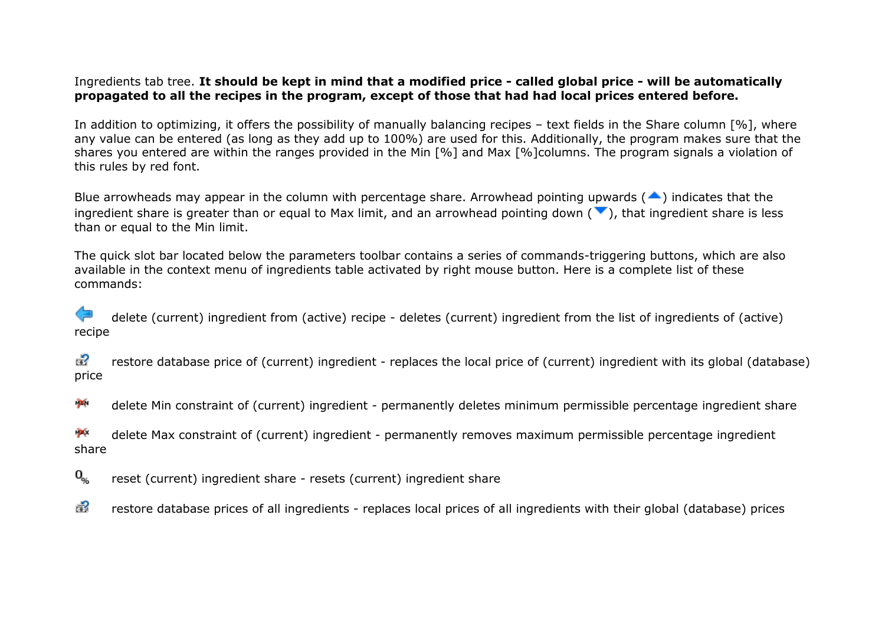Ingredients tab tree. **It should be kept in mind that a modified price - called global price - will be automatically propagated to all the recipes in the program, except of those that had had local prices entered before.**

In addition to optimizing, it offers the possibility of manually balancing recipes – text fields in the Share column [%], where any value can be entered (as long as they add up to 100%) are used for this. Additionally, the program makes sure that the shares you entered are within the ranges provided in the Min [%] and Max [%]columns. The program signals a violation of this rules by red font.

Blue arrowheads may appear in the column with percentage share. Arrowhead pointing upwards (▲) indicates that the ingredient share is greater than or equal to Max limit, and an arrowhead pointing down (▼), that ingredient share is less than or equal to the Min limit.

The quick slot bar located below the parameters toolbar contains a series of commands-triggering buttons, which are also available in the context menu of ingredients table activated by right mouse button. Here is a complete list of these commands:

delete (current) ingredient from (active) recipe - deletes (current) ingredient from the list of ingredients of (active) recipe

restore database price of (current) ingredient - replaces the local price of (current) ingredient with its global (database) price

delete Min constraint of (current) ingredient - permanently deletes minimum permissible percentage ingredient share

delete Max constraint of (current) ingredient - permanently removes maximum permissible percentage ingredient share

reset (current) ingredient share - resets (current) ingredient share

restore database prices of all ingredients - replaces local prices of all ingredients with their global (database) prices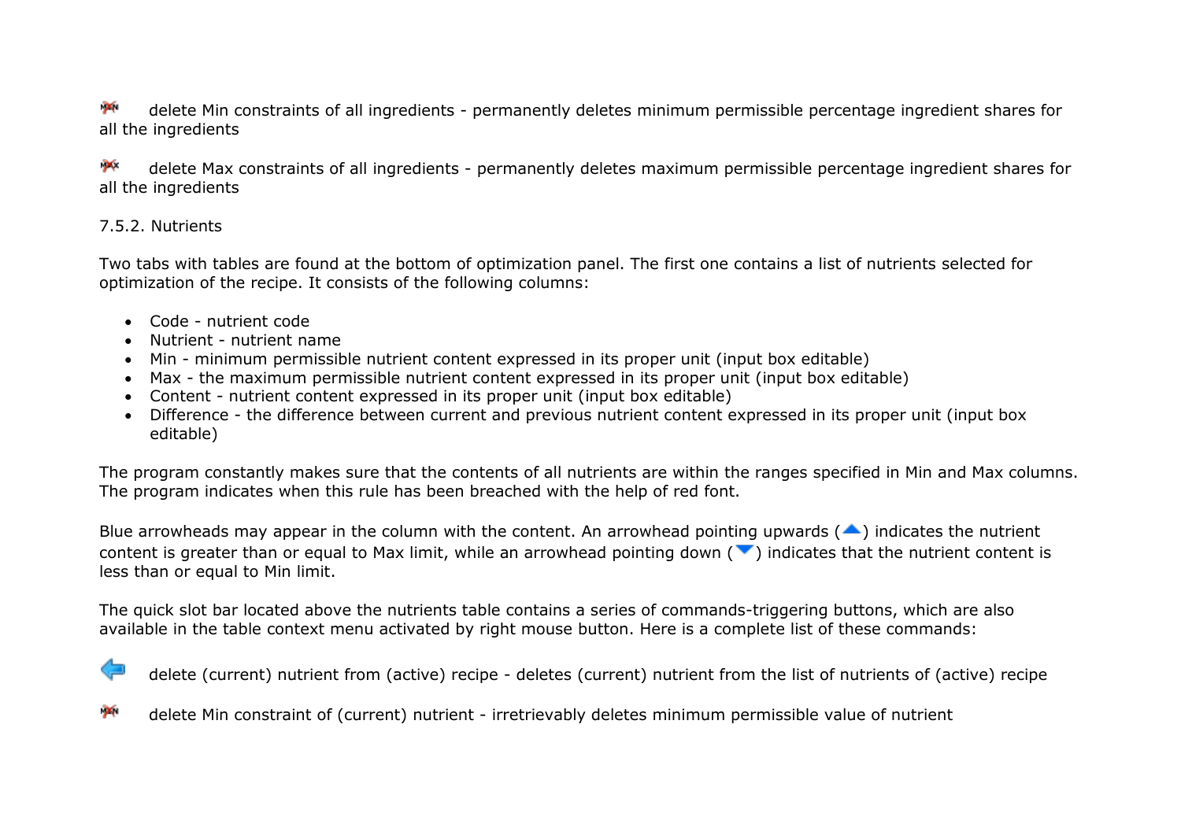delete Min constraints of all ingredients - permanently deletes minimum permissible percentage ingredient shares for all the ingredients

delete Max constraints of all ingredients - permanently deletes maximum permissible percentage ingredient shares for all the ingredients

7.5.2. Nutrients

Two tabs with tables are found at the bottom of optimization panel. The first one contains a list of nutrients selected for optimization of the recipe. It consists of the following columns:

- Code - nutrient code
- Nutrient - nutrient name
- Min - minimum permissible nutrient content expressed in its proper unit (input box editable)
- Max - the maximum permissible nutrient content expressed in its proper unit (input box editable)
- Content - nutrient content expressed in its proper unit (input box editable)
- Difference - the difference between current and previous nutrient content expressed in its proper unit (input box editable)

The program constantly makes sure that the contents of all nutrients are within the ranges specified in Min and Max columns. The program indicates when this rule has been breached with the help of red font.

Blue arrowheads may appear in the column with the content. An arrowhead pointing upwards (▲) indicates the nutrient content is greater than or equal to Max limit, while an arrowhead pointing down (▼) indicates that the nutrient content is less than or equal to Min limit.

The quick slot bar located above the nutrients table contains a series of commands-triggering buttons, which are also available in the table context menu activated by right mouse button. Here is a complete list of these commands:

delete (current) nutrient from (active) recipe - deletes (current) nutrient from the list of nutrients of (active) recipe

delete Min constraint of (current) nutrient - irretrievably deletes minimum permissible value of nutrient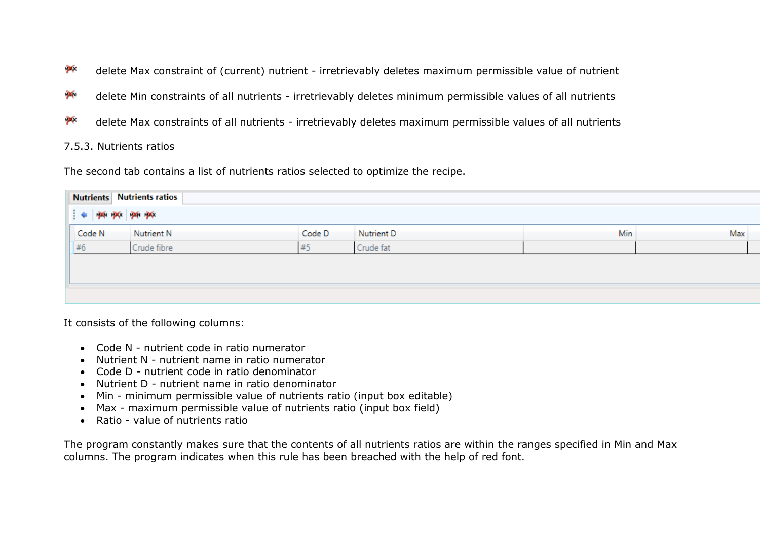delete Max constraint of (current) nutrient - irretrievably deletes maximum permissible value of nutrient

delete Min constraints of all nutrients - irretrievably deletes minimum permissible values of all nutrients

delete Max constraints of all nutrients - irretrievably deletes maximum permissible values of all nutrients

### 7.5.3. Nutrients ratios

The second tab contains a list of nutrients ratios selected to optimize the recipe.

| Code N | Nutrient N | Code D | Nutrient D | Min | Max |
|---|---|---|---|---|---|
| #6 | Crude fibre | #5 | Crude fat | | |

It consists of the following columns:

- Code N - nutrient code in ratio numerator
- Nutrient N - nutrient name in ratio numerator
- Code D - nutrient code in ratio denominator
- Nutrient D - nutrient name in ratio denominator
- Min - minimum permissible value of nutrients ratio (input box editable)
- Max - maximum permissible value of nutrients ratio (input box field)
- Ratio - value of nutrients ratio

The program constantly makes sure that the contents of all nutrients ratios are within the ranges specified in Min and Max columns. The program indicates when this rule has been breached with the help of red font.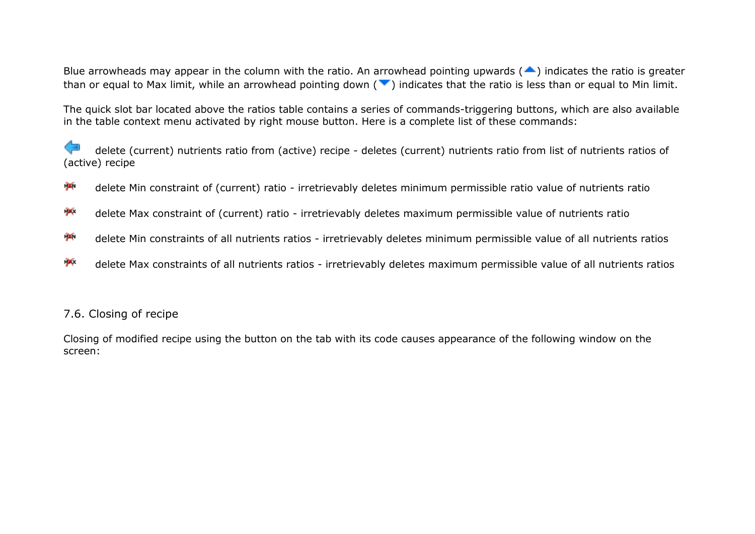Blue arrowheads may appear in the column with the ratio. An arrowhead pointing upwards (▲) indicates the ratio is greater than or equal to Max limit, while an arrowhead pointing down (▼) indicates that the ratio is less than or equal to Min limit.

The quick slot bar located above the ratios table contains a series of commands-triggering buttons, which are also available in the table context menu activated by right mouse button. Here is a complete list of these commands:

delete (current) nutrients ratio from (active) recipe - deletes (current) nutrients ratio from list of nutrients ratios of (active) recipe

delete Min constraint of (current) ratio - irretrievably deletes minimum permissible ratio value of nutrients ratio

delete Max constraint of (current) ratio - irretrievably deletes maximum permissible value of nutrients ratio

delete Min constraints of all nutrients ratios - irretrievably deletes minimum permissible value of all nutrients ratios

delete Max constraints of all nutrients ratios - irretrievably deletes maximum permissible value of all nutrients ratios

## 7.6. Closing of recipe

Closing of modified recipe using the button on the tab with its code causes appearance of the following window on the screen: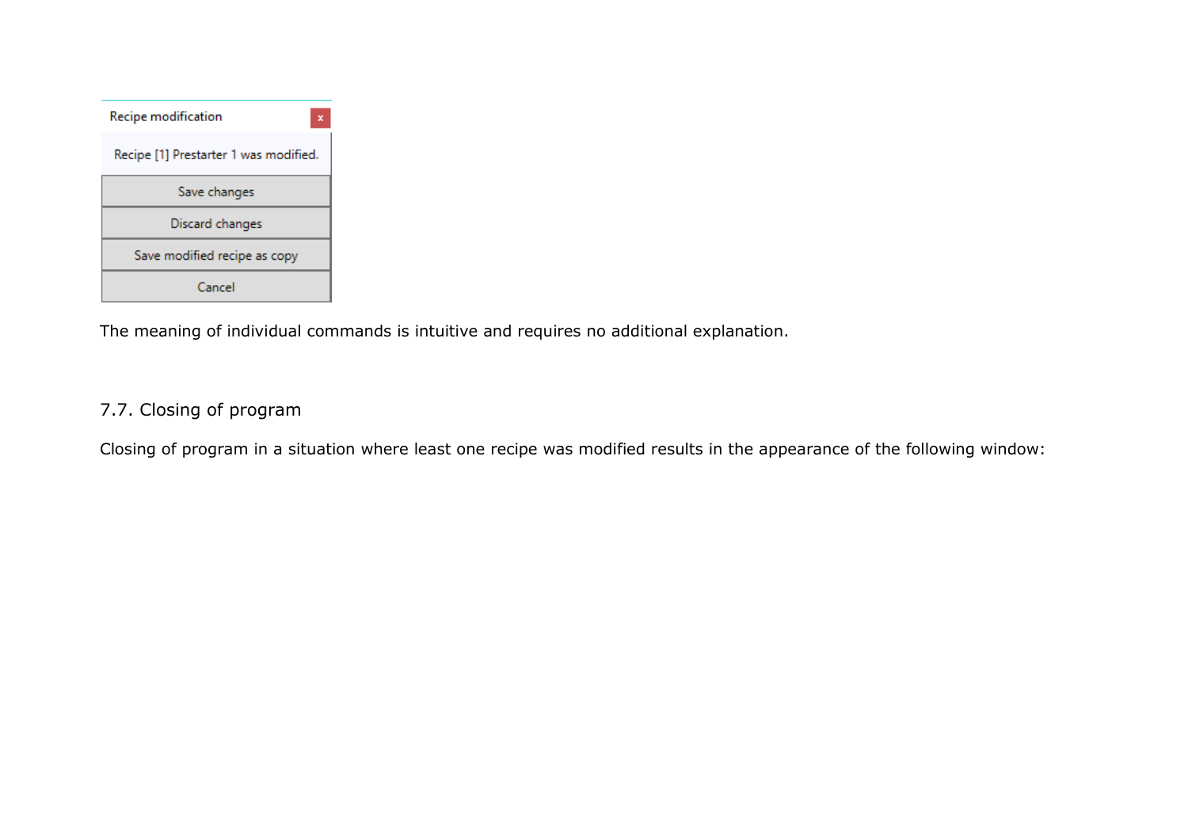Recipe modification

Recipe [1] Prestarter 1 was modified.

Save changes

Discard changes

Save modified recipe as copy

Cancel

The meaning of individual commands is intuitive and requires no additional explanation.

## 7.7. Closing of program

Closing of program in a situation where least one recipe was modified results in the appearance of the following window: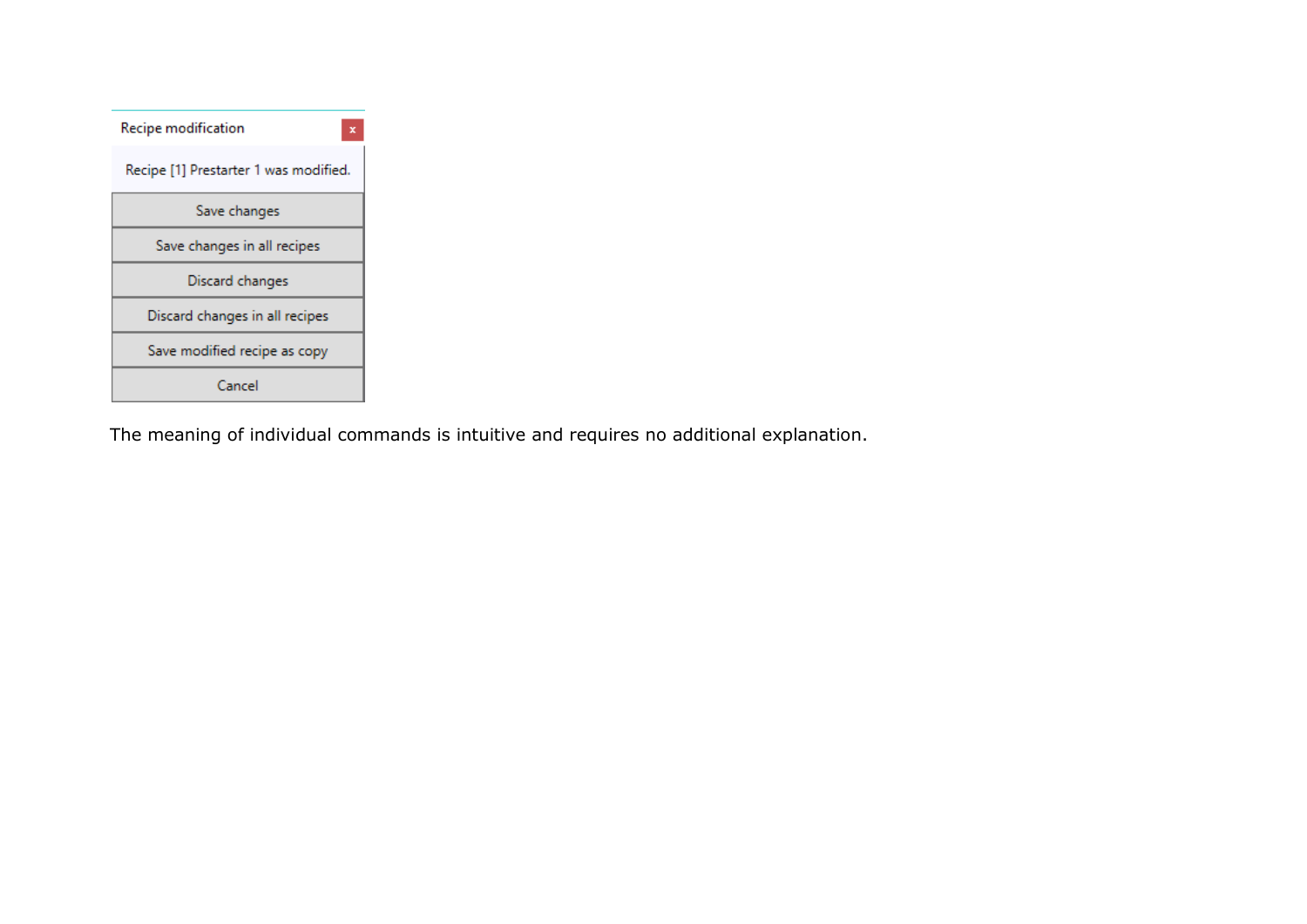Recipe modification

Recipe [1] Prestarter 1 was modified.

Save changes

Save changes in all recipes

Discard changes

Discard changes in all recipes

Save modified recipe as copy

Cancel

The meaning of individual commands is intuitive and requires no additional explanation.